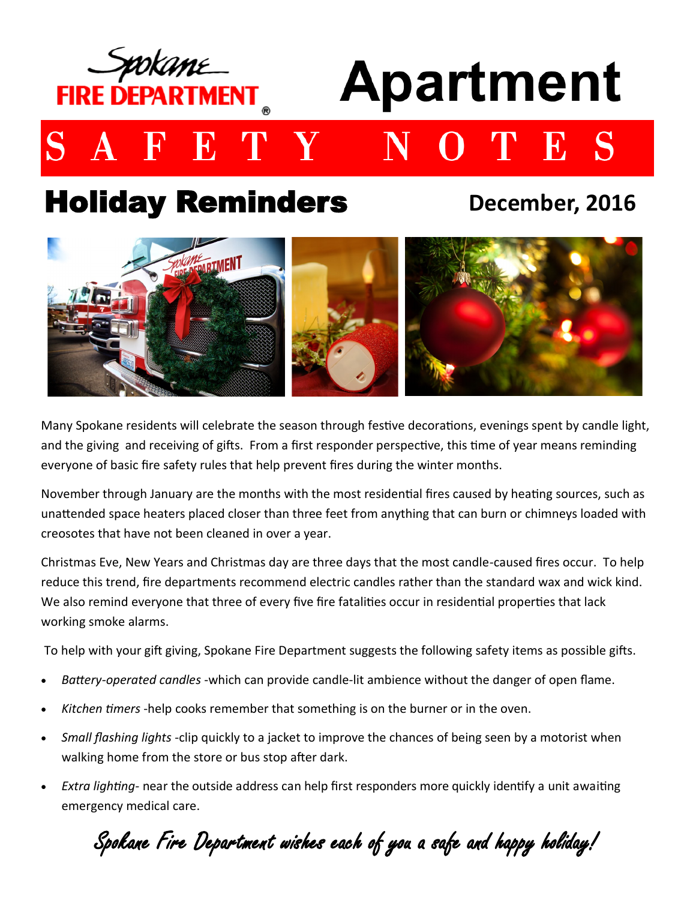Spokane FIRE DEPARTMENT®

# Apartment

# SAFETY NOTES

## Holiday Reminders

**December, 2016**

Many Spokane residents will celebrate the season through festive decorations, evenings spent by candle light, and the giving and receiving of gifts. From a first responder perspective, this time of year means reminding everyone of basic fire safety rules that help prevent fires during the winter months.

November through January are the months with the most residential fires caused by heating sources, such as unattended space heaters placed closer than three feet from anything that can burn or chimneys loaded with creosotes that have not been cleaned in over a year.

Christmas Eve, New Years and Christmas day are three days that the most candle-caused fires occur. To help reduce this trend, fire departments recommend electric candles rather than the standard wax and wick kind. We also remind everyone that three of every five fire fatalities occur in residential properties that lack working smoke alarms.

To help with your gift giving, Spokane Fire Department suggests the following safety items as possible gifts.

- *Battery-operated candles* -which can provide candle-lit ambience without the danger of open flame.
- *Kitchen timers* -help cooks remember that something is on the burner or in the oven.
- *Small flashing lights* -clip quickly to a jacket to improve the chances of being seen by a motorist when walking home from the store or bus stop after dark.
- *Extra lighting*- near the outside address can help first responders more quickly identify a unit awaiting emergency medical care.

*Spokane Fire Department wishes each of you a safe and happy holiday!*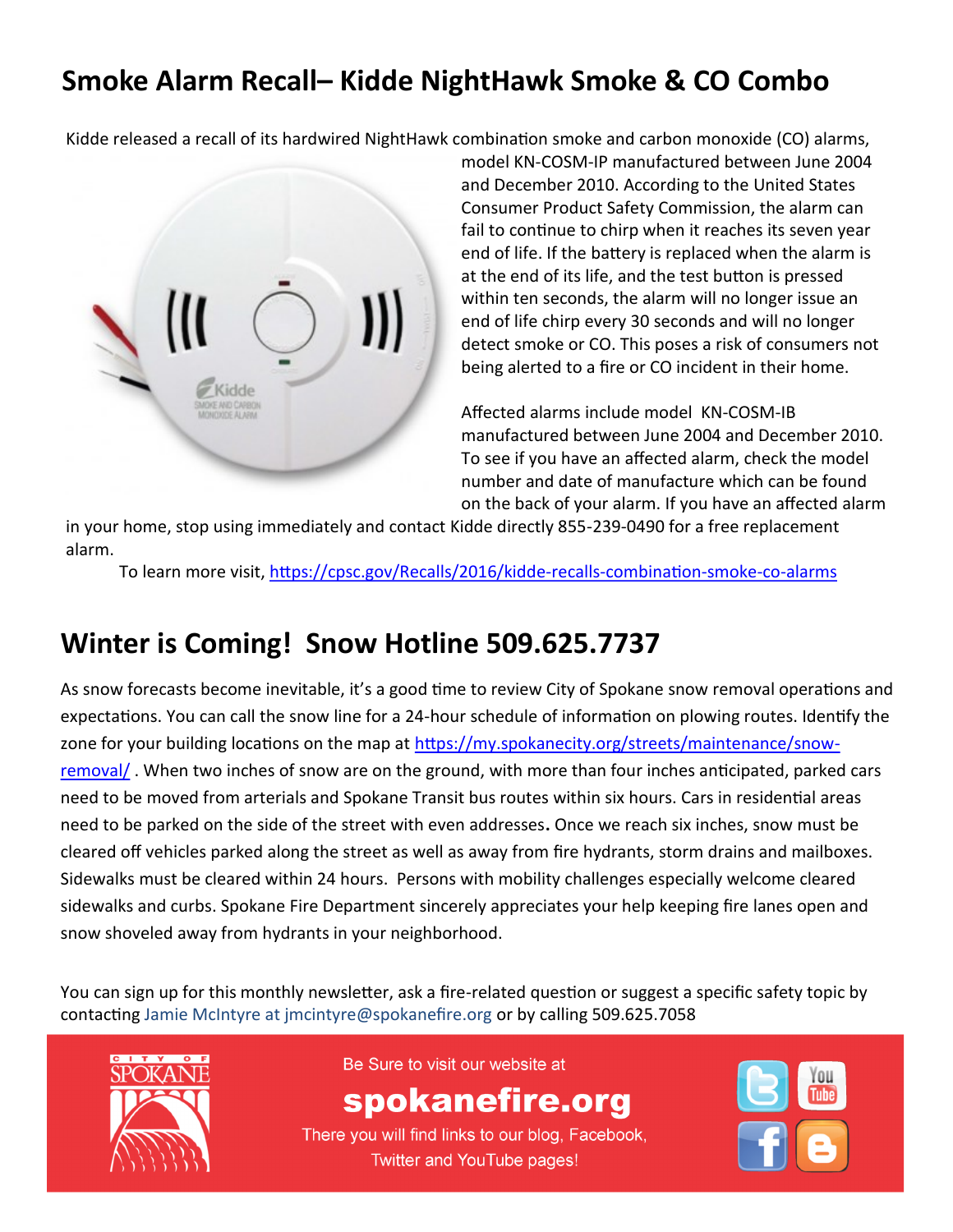## Smoke Alarm Recall– Kidde NightHawk Smoke & CO Combo

Kidde released a recall of its hardwired NightHawk combination smoke and carbon monoxide (CO) alarms, model KN-COSM-IP manufactured between June 2004 and December 2010. According to the United States Consumer Product Safety Commission, the alarm can fail to continue to chirp when it reaches its seven year end of life. If the battery is replaced when the alarm is at the end of its life, and the test button is pressed within ten seconds, the alarm will no longer issue an end of life chirp every 30 seconds and will no longer detect smoke or CO. This poses a risk of consumers not being alerted to a fire or CO incident in their home.

Affected alarms include model KN-COSM-IB manufactured between June 2004 and December 2010. To see if you have an affected alarm, check the model number and date of manufacture which can be found on the back of your alarm. If you have an affected alarm in your home, stop using immediately and contact Kidde directly 855-239-0490 for a free replacement alarm.

To learn more visit, https://cpsc.gov/Recalls/2016/kidde-recalls-combination-smoke-co-alarms

## Winter is Coming! Snow Hotline 509.625.7737

As snow forecasts become inevitable, it's a good time to review City of Spokane snow removal operations and expectations. You can call the snow line for a 24-hour schedule of information on plowing routes. Identify the zone for your building locations on the map at https://my.spokanecity.org/streets/maintenance/snow-removal/ . When two inches of snow are on the ground, with more than four inches anticipated, parked cars need to be moved from arterials and Spokane Transit bus routes within six hours. Cars in residential areas need to be parked on the side of the street with even addresses**.** Once we reach six inches, snow must be cleared off vehicles parked along the street as well as away from fire hydrants, storm drains and mailboxes. Sidewalks must be cleared within 24 hours. Persons with mobility challenges especially welcome cleared sidewalks and curbs. Spokane Fire Department sincerely appreciates your help keeping fire lanes open and snow shoveled away from hydrants in your neighborhood.

You can sign up for this monthly newsletter, ask a fire-related question or suggest a specific safety topic by contacting Jamie McIntyre at jmcintyre@spokanefire.org or by calling 509.625.7058

Be Sure to visit our website at

**spokanefire.org**

There you will find links to our blog, Facebook, Twitter and YouTube pages!